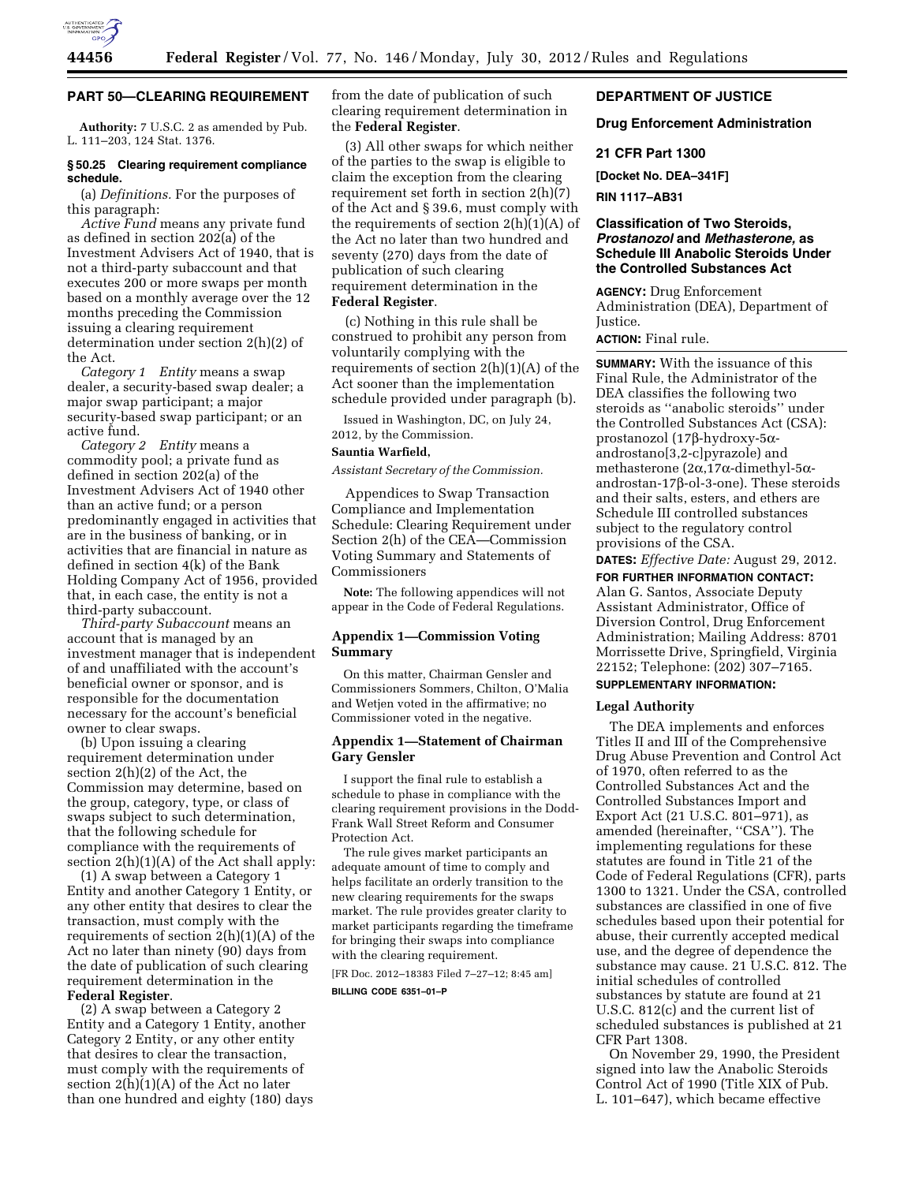## PART 50—CLEARING REQUIREMENT

**Authority:** 7 U.S.C. 2 as amended by Pub. L. 111–203, 124 Stat. 1376.

### § 50.25 Clearing requirement compliance schedule.

(a) *Definitions.* For the purposes of this paragraph:

*Active Fund* means any private fund as defined in section 202(a) of the Investment Advisers Act of 1940, that is not a third-party subaccount and that executes 200 or more swaps per month based on a monthly average over the 12 months preceding the Commission issuing a clearing requirement determination under section 2(h)(2) of the Act.

*Category 1 Entity* means a swap dealer, a security-based swap dealer; a major swap participant; a major security-based swap participant; or an active fund.

*Category 2 Entity* means a commodity pool; a private fund as defined in section 202(a) of the Investment Advisers Act of 1940 other than an active fund; or a person predominantly engaged in activities that are in the business of banking, or in activities that are financial in nature as defined in section 4(k) of the Bank Holding Company Act of 1956, provided that, in each case, the entity is not a third-party subaccount.

*Third-party Subaccount* means an account that is managed by an investment manager that is independent of and unaffiliated with the account's beneficial owner or sponsor, and is responsible for the documentation necessary for the account's beneficial owner to clear swaps.

(b) Upon issuing a clearing requirement determination under section 2(h)(2) of the Act, the Commission may determine, based on the group, category, type, or class of swaps subject to such determination, that the following schedule for compliance with the requirements of section 2(h)(1)(A) of the Act shall apply:

(1) A swap between a Category 1 Entity and another Category 1 Entity, or any other entity that desires to clear the transaction, must comply with the requirements of section 2(h)(1)(A) of the Act no later than ninety (90) days from the date of publication of such clearing requirement determination in the **Federal Register**.

(2) A swap between a Category 2 Entity and a Category 1 Entity, another Category 2 Entity, or any other entity that desires to clear the transaction, must comply with the requirements of section 2(h)(1)(A) of the Act no later than one hundred and eighty (180) days from the date of publication of such clearing requirement determination in the **Federal Register**.

(3) All other swaps for which neither of the parties to the swap is eligible to claim the exception from the clearing requirement set forth in section 2(h)(7) of the Act and § 39.6, must comply with the requirements of section 2(h)(1)(A) of the Act no later than two hundred and seventy (270) days from the date of publication of such clearing requirement determination in the **Federal Register**.

(c) Nothing in this rule shall be construed to prohibit any person from voluntarily complying with the requirements of section 2(h)(1)(A) of the Act sooner than the implementation schedule provided under paragraph (b).

Issued in Washington, DC, on July 24, 2012, by the Commission.

**Sauntia Warfield,**

*Assistant Secretary of the Commission.*

Appendices to Swap Transaction Compliance and Implementation Schedule: Clearing Requirement under Section 2(h) of the CEA—Commission Voting Summary and Statements of Commissioners

**Note:** The following appendices will not appear in the Code of Federal Regulations.

### Appendix 1—Commission Voting Summary

On this matter, Chairman Gensler and Commissioners Sommers, Chilton, O'Malia and Wetjen voted in the affirmative; no Commissioner voted in the negative.

### Appendix 1—Statement of Chairman Gary Gensler

I support the final rule to establish a schedule to phase in compliance with the clearing requirement provisions in the Dodd-Frank Wall Street Reform and Consumer Protection Act.

The rule gives market participants an adequate amount of time to comply and helps facilitate an orderly transition to the new clearing requirements for the swaps market. The rule provides greater clarity to market participants regarding the timeframe for bringing their swaps into compliance with the clearing requirement.

[FR Doc. 2012–18383 Filed 7–27–12; 8:45 am]

**BILLING CODE 6351–01–P**

## DEPARTMENT OF JUSTICE

### Drug Enforcement Administration

### 21 CFR Part 1300

**[Docket No. DEA–341F]**

**RIN 1117–AB31**

## Classification of Two Steroids, *Prostanozol* and *Methasterone,* as Schedule III Anabolic Steroids Under the Controlled Substances Act

**AGENCY:** Drug Enforcement Administration (DEA), Department of Justice.

**ACTION:** Final rule.

**SUMMARY:** With the issuance of this Final Rule, the Administrator of the DEA classifies the following two steroids as ''anabolic steroids'' under the Controlled Substances Act (CSA): prostanozol (17β-hydroxy-5α-androstano[3,2-c]pyrazole) and methasterone (2α,17α-dimethyl-5α-androstan-17β-ol-3-one). These steroids and their salts, esters, and ethers are Schedule III controlled substances subject to the regulatory control provisions of the CSA.

**DATES:** *Effective Date:* August 29, 2012.

**FOR FURTHER INFORMATION CONTACT:** Alan G. Santos, Associate Deputy Assistant Administrator, Office of Diversion Control, Drug Enforcement Administration; Mailing Address: 8701 Morrissette Drive, Springfield, Virginia 22152; Telephone: (202) 307–7165.

**SUPPLEMENTARY INFORMATION:**

### Legal Authority

The DEA implements and enforces Titles II and III of the Comprehensive Drug Abuse Prevention and Control Act of 1970, often referred to as the Controlled Substances Act and the Controlled Substances Import and Export Act (21 U.S.C. 801–971), as amended (hereinafter, ''CSA''). The implementing regulations for these statutes are found in Title 21 of the Code of Federal Regulations (CFR), parts 1300 to 1321. Under the CSA, controlled substances are classified in one of five schedules based upon their potential for abuse, their currently accepted medical use, and the degree of dependence the substance may cause. 21 U.S.C. 812. The initial schedules of controlled substances by statute are found at 21 U.S.C. 812(c) and the current list of scheduled substances is published at 21 CFR Part 1308.

On November 29, 1990, the President signed into law the Anabolic Steroids Control Act of 1990 (Title XIX of Pub. L. 101–647), which became effective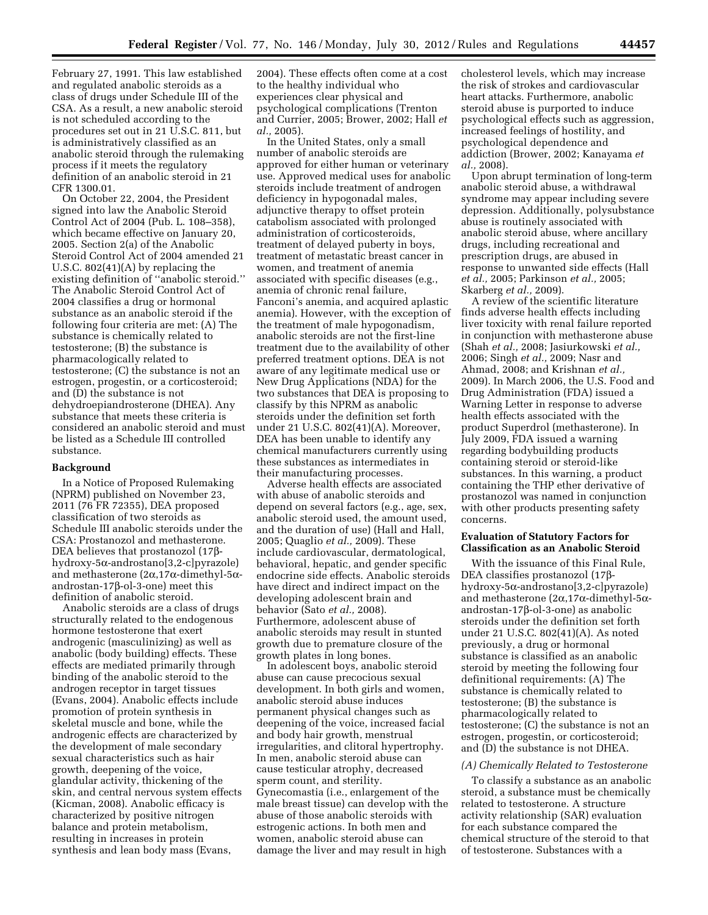February 27, 1991. This law established and regulated anabolic steroids as a class of drugs under Schedule III of the CSA. As a result, a new anabolic steroid is not scheduled according to the procedures set out in 21 U.S.C. 811, but is administratively classified as an anabolic steroid through the rulemaking process if it meets the regulatory definition of an anabolic steroid in 21 CFR 1300.01.

On October 22, 2004, the President signed into law the Anabolic Steroid Control Act of 2004 (Pub. L. 108–358), which became effective on January 20, 2005. Section 2(a) of the Anabolic Steroid Control Act of 2004 amended 21 U.S.C. 802(41)(A) by replacing the existing definition of ''anabolic steroid.'' The Anabolic Steroid Control Act of 2004 classifies a drug or hormonal substance as an anabolic steroid if the following four criteria are met: (A) The substance is chemically related to testosterone; (B) the substance is pharmacologically related to testosterone; (C) the substance is not an estrogen, progestin, or a corticosteroid; and (D) the substance is not dehydroepiandrosterone (DHEA). Any substance that meets these criteria is considered an anabolic steroid and must be listed as a Schedule III controlled substance.

**Background**

In a Notice of Proposed Rulemaking (NPRM) published on November 23, 2011 (76 FR 72355), DEA proposed classification of two steroids as Schedule III anabolic steroids under the CSA: Prostanozol and methasterone. DEA believes that prostanozol (17β-hydroxy-5α-androstano[3,2-c]pyrazole) and methasterone (2α,17α-dimethyl-5α-androstan-17β-ol-3-one) meet this definition of anabolic steroid.

Anabolic steroids are a class of drugs structurally related to the endogenous hormone testosterone that exert androgenic (masculinizing) as well as anabolic (body building) effects. These effects are mediated primarily through binding of the anabolic steroid to the androgen receptor in target tissues (Evans, 2004). Anabolic effects include promotion of protein synthesis in skeletal muscle and bone, while the androgenic effects are characterized by the development of male secondary sexual characteristics such as hair growth, deepening of the voice, glandular activity, thickening of the skin, and central nervous system effects (Kicman, 2008). Anabolic efficacy is characterized by positive nitrogen balance and protein metabolism, resulting in increases in protein synthesis and lean body mass (Evans, 2004). These effects often come at a cost to the healthy individual who experiences clear physical and psychological complications (Trenton and Currier, 2005; Brower, 2002; Hall *et al.,* 2005).

In the United States, only a small number of anabolic steroids are approved for either human or veterinary use. Approved medical uses for anabolic steroids include treatment of androgen deficiency in hypogonadal males, adjunctive therapy to offset protein catabolism associated with prolonged administration of corticosteroids, treatment of delayed puberty in boys, treatment of metastatic breast cancer in women, and treatment of anemia associated with specific diseases (e.g., anemia of chronic renal failure, Fanconi's anemia, and acquired aplastic anemia). However, with the exception of the treatment of male hypogonadism, anabolic steroids are not the first-line treatment due to the availability of other preferred treatment options. DEA is not aware of any legitimate medical use or New Drug Applications (NDA) for the two substances that DEA is proposing to classify by this NPRM as anabolic steroids under the definition set forth under 21 U.S.C. 802(41)(A). Moreover, DEA has been unable to identify any chemical manufacturers currently using these substances as intermediates in their manufacturing processes.

Adverse health effects are associated with abuse of anabolic steroids and depend on several factors (e.g., age, sex, anabolic steroid used, the amount used, and the duration of use) (Hall and Hall, 2005; Quaglio *et al.,* 2009). These include cardiovascular, dermatological, behavioral, hepatic, and gender specific endocrine side effects. Anabolic steroids have direct and indirect impact on the developing adolescent brain and behavior (Sato *et al.,* 2008). Furthermore, adolescent abuse of anabolic steroids may result in stunted growth due to premature closure of the growth plates in long bones.

In adolescent boys, anabolic steroid abuse can cause precocious sexual development. In both girls and women, anabolic steroid abuse induces permanent physical changes such as deepening of the voice, increased facial and body hair growth, menstrual irregularities, and clitoral hypertrophy. In men, anabolic steroid abuse can cause testicular atrophy, decreased sperm count, and sterility. Gynecomastia (i.e., enlargement of the male breast tissue) can develop with the abuse of those anabolic steroids with estrogenic actions. In both men and women, anabolic steroid abuse can damage the liver and may result in high cholesterol levels, which may increase the risk of strokes and cardiovascular heart attacks. Furthermore, anabolic steroid abuse is purported to induce psychological effects such as aggression, increased feelings of hostility, and psychological dependence and addiction (Brower, 2002; Kanayama *et al.,* 2008).

Upon abrupt termination of long-term anabolic steroid abuse, a withdrawal syndrome may appear including severe depression. Additionally, polysubstance abuse is routinely associated with anabolic steroid abuse, where ancillary drugs, including recreational and prescription drugs, are abused in response to unwanted side effects (Hall *et al.,* 2005; Parkinson *et al.,* 2005; Skarberg *et al.,* 2009).

A review of the scientific literature finds adverse health effects including liver toxicity with renal failure reported in conjunction with methasterone abuse (Shah *et al.,* 2008; Jasiurkowski *et al.,* 2006; Singh *et al.,* 2009; Nasr and Ahmad, 2008; and Krishnan *et al.,* 2009). In March 2006, the U.S. Food and Drug Administration (FDA) issued a Warning Letter in response to adverse health effects associated with the product Superdrol (methasterone). In July 2009, FDA issued a warning regarding bodybuilding products containing steroid or steroid-like substances. In this warning, a product containing the THP ether derivative of prostanozol was named in conjunction with other products presenting safety concerns.

**Evaluation of Statutory Factors for Classification as an Anabolic Steroid**

With the issuance of this Final Rule, DEA classifies prostanozol (17β-hydroxy-5α-androstano[3,2-c]pyrazole) and methasterone (2α,17α-dimethyl-5α-androstan-17β-ol-3-one) as anabolic steroids under the definition set forth under 21 U.S.C. 802(41)(A). As noted previously, a drug or hormonal substance is classified as an anabolic steroid by meeting the following four definitional requirements: (A) The substance is chemically related to testosterone; (B) the substance is pharmacologically related to testosterone; (C) the substance is not an estrogen, progestin, or corticosteroid; and (D) the substance is not DHEA.

*(A) Chemically Related to Testosterone*

To classify a substance as an anabolic steroid, a substance must be chemically related to testosterone. A structure activity relationship (SAR) evaluation for each substance compared the chemical structure of the steroid to that of testosterone. Substances with a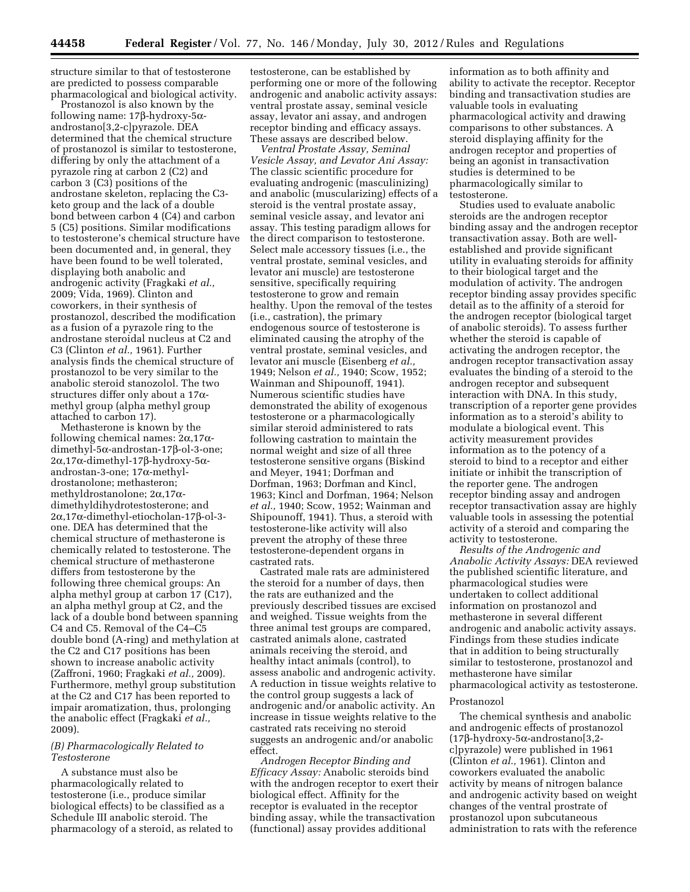structure similar to that of testosterone are predicted to possess comparable pharmacological and biological activity.

Prostanozol is also known by the following name: 17β-hydroxy-5α-androstano[3,2-c]pyrazole. DEA determined that the chemical structure of prostanozol is similar to testosterone, differing by only the attachment of a pyrazole ring at carbon 2 (C2) and carbon 3 (C3) positions of the androstane skeleton, replacing the C3-keto group and the lack of a double bond between carbon 4 (C4) and carbon 5 (C5) positions. Similar modifications to testosterone's chemical structure have been documented and, in general, they have been found to be well tolerated, displaying both anabolic and androgenic activity (Fragkaki *et al.,* 2009; Vida, 1969). Clinton and coworkers, in their synthesis of prostanozol, described the modification as a fusion of a pyrazole ring to the androstane steroidal nucleus at C2 and C3 (Clinton *et al.,* 1961). Further analysis finds the chemical structure of prostanozol to be very similar to the anabolic steroid stanozolol. The two structures differ only about a 17α-methyl group (alpha methyl group attached to carbon 17).

Methasterone is known by the following chemical names: 2α,17α-dimethyl-5α-androstan-17β-ol-3-one; 2α,17α-dimethyl-17β-hydroxy-5α-androstan-3-one; 17α-methyl-drostanolone; methasteron; methyldrostanolone; 2α,17α-dimethyldihydrotestosterone; and 2α,17α-dimethyl-etiocholan-17β-ol-3-one. DEA has determined that the chemical structure of methasterone is chemically related to testosterone. The chemical structure of methasterone differs from testosterone by the following three chemical groups: An alpha methyl group at carbon 17 (C17), an alpha methyl group at C2, and the lack of a double bond between spanning C4 and C5. Removal of the C4–C5 double bond (A-ring) and methylation at the C2 and C17 positions has been shown to increase anabolic activity (Zaffroni, 1960; Fragkaki *et al.,* 2009). Furthermore, methyl group substitution at the C2 and C17 has been reported to impair aromatization, thus, prolonging the anabolic effect (Fragkaki *et al.,* 2009).

### *(B) Pharmacologically Related to Testosterone*

A substance must also be pharmacologically related to testosterone (i.e., produce similar biological effects) to be classified as a Schedule III anabolic steroid. The pharmacology of a steroid, as related to testosterone, can be established by performing one or more of the following androgenic and anabolic activity assays: ventral prostate assay, seminal vesicle assay, levator ani assay, and androgen receptor binding and efficacy assays. These assays are described below.

*Ventral Prostate Assay, Seminal Vesicle Assay, and Levator Ani Assay:* The classic scientific procedure for evaluating androgenic (masculinizing) and anabolic (muscularizing) effects of a steroid is the ventral prostate assay, seminal vesicle assay, and levator ani assay. This testing paradigm allows for the direct comparison to testosterone. Select male accessory tissues (i.e., the ventral prostate, seminal vesicles, and levator ani muscle) are testosterone sensitive, specifically requiring testosterone to grow and remain healthy. Upon the removal of the testes (i.e., castration), the primary endogenous source of testosterone is eliminated causing the atrophy of the ventral prostate, seminal vesicles, and levator ani muscle (Eisenberg *et al.,* 1949; Nelson *et al.,* 1940; Scow, 1952; Wainman and Shipounoff, 1941). Numerous scientific studies have demonstrated the ability of exogenous testosterone or a pharmacologically similar steroid administered to rats following castration to maintain the normal weight and size of all three testosterone sensitive organs (Biskind and Meyer, 1941; Dorfman and Dorfman, 1963; Dorfman and Kincl, 1963; Kincl and Dorfman, 1964; Nelson *et al.,* 1940; Scow, 1952; Wainman and Shipounoff, 1941). Thus, a steroid with testosterone-like activity will also prevent the atrophy of these three testosterone-dependent organs in castrated rats.

Castrated male rats are administered the steroid for a number of days, then the rats are euthanized and the previously described tissues are excised and weighed. Tissue weights from the three animal test groups are compared, castrated animals alone, castrated animals receiving the steroid, and healthy intact animals (control), to assess anabolic and androgenic activity. A reduction in tissue weights relative to the control group suggests a lack of androgenic and/or anabolic activity. An increase in tissue weights relative to the castrated rats receiving no steroid suggests an androgenic and/or anabolic effect.

*Androgen Receptor Binding and Efficacy Assay:* Anabolic steroids bind with the androgen receptor to exert their biological effect. Affinity for the receptor is evaluated in the receptor binding assay, while the transactivation (functional) assay provides additional information as to both affinity and ability to activate the receptor. Receptor binding and transactivation studies are valuable tools in evaluating pharmacological activity and drawing comparisons to other substances. A steroid displaying affinity for the androgen receptor and properties of being an agonist in transactivation studies is determined to be pharmacologically similar to testosterone.

Studies used to evaluate anabolic steroids are the androgen receptor binding assay and the androgen receptor transactivation assay. Both are well-established and provide significant utility in evaluating steroids for affinity to their biological target and the modulation of activity. The androgen receptor binding assay provides specific detail as to the affinity of a steroid for the androgen receptor (biological target of anabolic steroids). To assess further whether the steroid is capable of activating the androgen receptor, the androgen receptor transactivation assay evaluates the binding of a steroid to the androgen receptor and subsequent interaction with DNA. In this study, transcription of a reporter gene provides information as to a steroid's ability to modulate a biological event. This activity measurement provides information as to the potency of a steroid to bind to a receptor and either initiate or inhibit the transcription of the reporter gene. The androgen receptor binding assay and androgen receptor transactivation assay are highly valuable tools in assessing the potential activity of a steroid and comparing the activity to testosterone.

*Results of the Androgenic and Anabolic Activity Assays:* DEA reviewed the published scientific literature, and pharmacological studies were undertaken to collect additional information on prostanozol and methasterone in several different androgenic and anabolic activity assays. Findings from these studies indicate that in addition to being structurally similar to testosterone, prostanozol and methasterone have similar pharmacological activity as testosterone.

#### Prostanozol

The chemical synthesis and anabolic and androgenic effects of prostanozol (17β-hydroxy-5α-androstano[3,2-c]pyrazole) were published in 1961 (Clinton *et al.,* 1961). Clinton and coworkers evaluated the anabolic activity by means of nitrogen balance and androgenic activity based on weight changes of the ventral prostrate of prostanozol upon subcutaneous administration to rats with the reference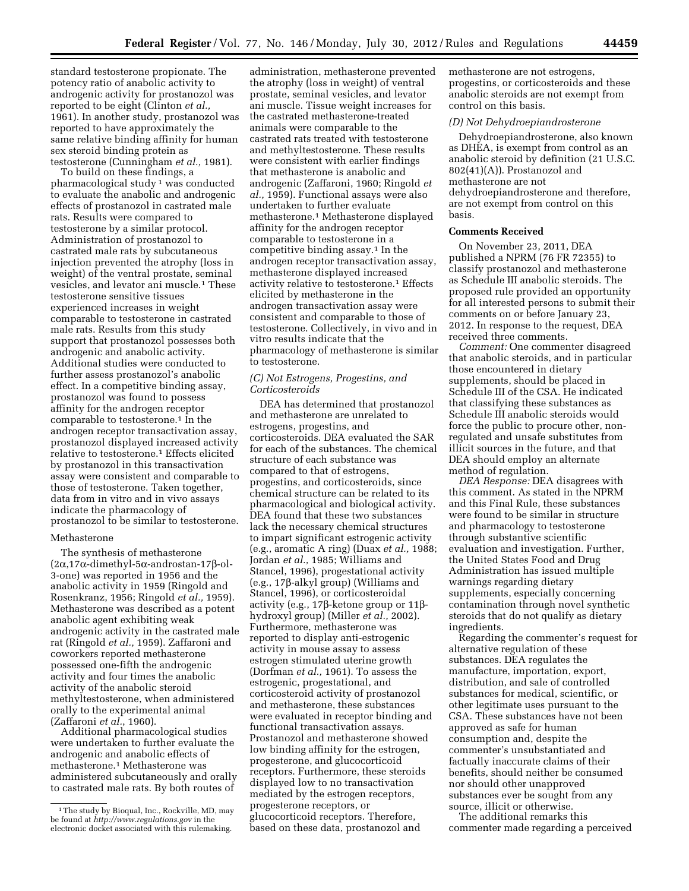standard testosterone propionate. The potency ratio of anabolic activity to androgenic activity for prostanozol was reported to be eight (Clinton *et al.,* 1961). In another study, prostanozol was reported to have approximately the same relative binding affinity for human sex steroid binding protein as testosterone (Cunningham *et al.,* 1981).

To build on these findings, a pharmacological study [1] was conducted to evaluate the anabolic and androgenic effects of prostanozol in castrated male rats. Results were compared to testosterone by a similar protocol. Administration of prostanozol to castrated male rats by subcutaneous injection prevented the atrophy (loss in weight) of the ventral prostate, seminal vesicles, and levator ani muscle.[1] These testosterone sensitive tissues experienced increases in weight comparable to testosterone in castrated male rats. Results from this study support that prostanozol possesses both androgenic and anabolic activity. Additional studies were conducted to further assess prostanozol's anabolic effect. In a competitive binding assay, prostanozol was found to possess affinity for the androgen receptor comparable to testosterone.[1] In the androgen receptor transactivation assay, prostanozol displayed increased activity relative to testosterone.[1] Effects elicited by prostanozol in this transactivation assay were consistent and comparable to those of testosterone. Taken together, data from in vitro and in vivo assays indicate the pharmacology of prostanozol to be similar to testosterone.

Methasterone

The synthesis of methasterone (2α,17α-dimethyl-5α-androstan-17β-ol-3-one) was reported in 1956 and the anabolic activity in 1959 (Ringold and Rosenkranz, 1956; Ringold *et al.,* 1959). Methasterone was described as a potent anabolic agent exhibiting weak androgenic activity in the castrated male rat (Ringold *et al.,* 1959). Zaffaroni and coworkers reported methasterone possessed one-fifth the androgenic activity and four times the anabolic activity of the anabolic steroid methyltestosterone, when administered orally to the experimental animal (Zaffaroni *et al.,* 1960).

Additional pharmacological studies were undertaken to further evaluate the androgenic and anabolic effects of methasterone.[1] Methasterone was administered subcutaneously and orally to castrated male rats. By both routes of administration, methasterone prevented the atrophy (loss in weight) of ventral prostate, seminal vesicles, and levator ani muscle. Tissue weight increases for the castrated methasterone-treated animals were comparable to the castrated rats treated with testosterone and methyltestosterone. These results were consistent with earlier findings that methasterone is anabolic and androgenic (Zaffaroni, 1960; Ringold *et al.,* 1959). Functional assays were also undertaken to further evaluate methasterone.[1] Methasterone displayed affinity for the androgen receptor comparable to testosterone in a competitive binding assay.[1] In the androgen receptor transactivation assay, methasterone displayed increased activity relative to testosterone.[1] Effects elicited by methasterone in the androgen transactivation assay were consistent and comparable to those of testosterone. Collectively, in vivo and in vitro results indicate that the pharmacology of methasterone is similar to testosterone.

*(C) Not Estrogens, Progestins, and Corticosteroids*

DEA has determined that prostanozol and methasterone are unrelated to estrogens, progestins, and corticosteroids. DEA evaluated the SAR for each of the substances. The chemical structure of each substance was compared to that of estrogens, progestins, and corticosteroids, since chemical structure can be related to its pharmacological and biological activity. DEA found that these two substances lack the necessary chemical structures to impart significant estrogenic activity (e.g., aromatic A ring) (Duax *et al.,* 1988; Jordan *et al.,* 1985; Williams and Stancel, 1996), progestational activity (e.g., 17β-alkyl group) (Williams and Stancel, 1996), or corticosteroidal activity (e.g., 17β-ketone group or 11β-hydroxyl group) (Miller *et al.,* 2002). Furthermore, methasterone was reported to display anti-estrogenic activity in mouse assay to assess estrogen stimulated uterine growth (Dorfman *et al.,* 1961). To assess the estrogenic, progestational, and corticosteroid activity of prostanozol and methasterone, these substances were evaluated in receptor binding and functional transactivation assays. Prostanozol and methasterone showed low binding affinity for the estrogen, progesterone, and glucocorticoid receptors. Furthermore, these steroids displayed low to no transactivation mediated by the estrogen receptors, progesterone receptors, or glucocorticoid receptors. Therefore, based on these data, prostanozol and methasterone are not estrogens, progestins, or corticosteroids and these anabolic steroids are not exempt from control on this basis.

*(D) Not Dehydroepiandrosterone*

Dehydroepiandrosterone, also known as DHEA, is exempt from control as an anabolic steroid by definition (21 U.S.C. 802(41)(A)). Prostanozol and methasterone are not dehydroepiandrosterone and therefore, are not exempt from control on this basis.

**Comments Received**

On November 23, 2011, DEA published a NPRM (76 FR 72355) to classify prostanozol and methasterone as Schedule III anabolic steroids. The proposed rule provided an opportunity for all interested persons to submit their comments on or before January 23, 2012. In response to the request, DEA received three comments.

*Comment:* One commenter disagreed that anabolic steroids, and in particular those encountered in dietary supplements, should be placed in Schedule III of the CSA. He indicated that classifying these substances as Schedule III anabolic steroids would force the public to procure other, non-regulated and unsafe substitutes from illicit sources in the future, and that DEA should employ an alternate method of regulation.

*DEA Response:* DEA disagrees with this comment. As stated in the NPRM and this Final Rule, these substances were found to be similar in structure and pharmacology to testosterone through substantive scientific evaluation and investigation. Further, the United States Food and Drug Administration has issued multiple warnings regarding dietary supplements, especially concerning contamination through novel synthetic steroids that do not qualify as dietary ingredients.

Regarding the commenter's request for alternative regulation of these substances. DEA regulates the manufacture, importation, export, distribution, and sale of controlled substances for medical, scientific, or other legitimate uses pursuant to the CSA. These substances have not been approved as safe for human consumption and, despite the commenter's unsubstantiated and factually inaccurate claims of their benefits, should neither be consumed nor should other unapproved substances ever be sought from any source, illicit or otherwise.

The additional remarks this commenter made regarding a perceived

[1] The study by Bioqual, Inc., Rockville, MD, may be found at *http://www.regulations.gov* in the electronic docket associated with this rulemaking.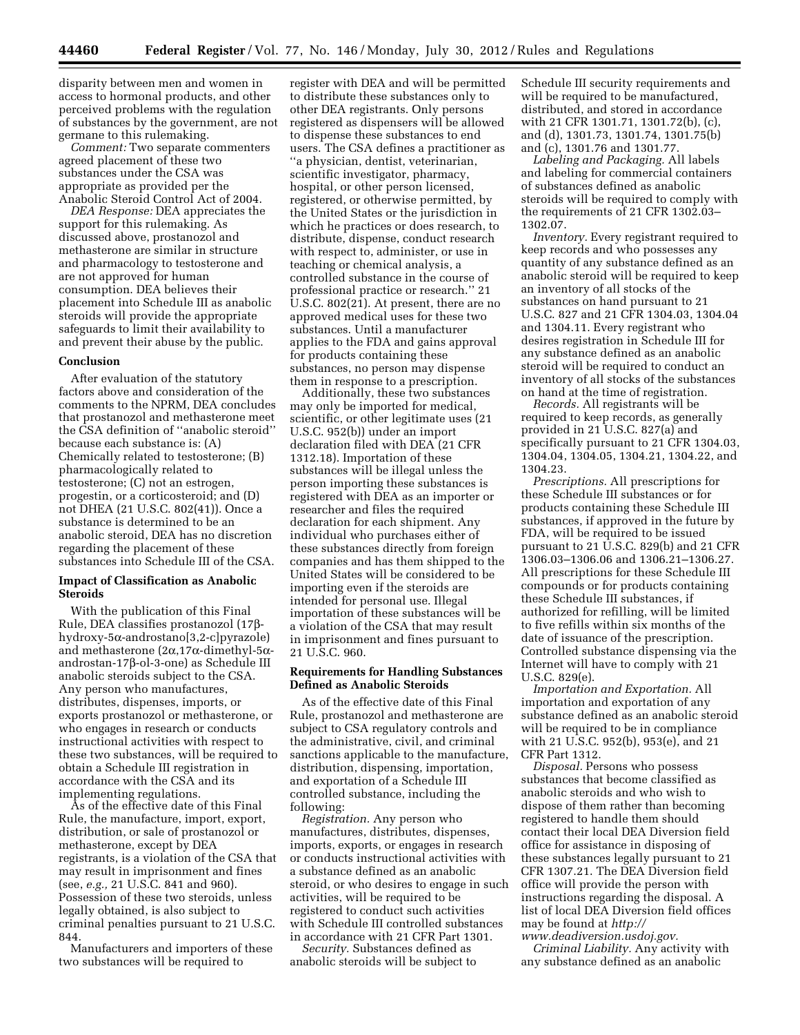disparity between men and women in access to hormonal products, and other perceived problems with the regulation of substances by the government, are not germane to this rulemaking.

*Comment:* Two separate commenters agreed placement of these two substances under the CSA was appropriate as provided per the Anabolic Steroid Control Act of 2004.

*DEA Response:* DEA appreciates the support for this rulemaking. As discussed above, prostanozol and methasterone are similar in structure and pharmacology to testosterone and are not approved for human consumption. DEA believes their placement into Schedule III as anabolic steroids will provide the appropriate safeguards to limit their availability to and prevent their abuse by the public.

**Conclusion**

After evaluation of the statutory factors above and consideration of the comments to the NPRM, DEA concludes that prostanozol and methasterone meet the CSA definition of ''anabolic steroid'' because each substance is: (A) Chemically related to testosterone; (B) pharmacologically related to testosterone; (C) not an estrogen, progestin, or a corticosteroid; and (D) not DHEA (21 U.S.C. 802(41)). Once a substance is determined to be an anabolic steroid, DEA has no discretion regarding the placement of these substances into Schedule III of the CSA.

**Impact of Classification as Anabolic Steroids**

With the publication of this Final Rule, DEA classifies prostanozol (17β-hydroxy-5α-androstano[3,2-c]pyrazole) and methasterone (2α,17α-dimethyl-5α-androstan-17β-ol-3-one) as Schedule III anabolic steroids subject to the CSA. Any person who manufactures, distributes, dispenses, imports, or exports prostanozol or methasterone, or who engages in research or conducts instructional activities with respect to these two substances, will be required to obtain a Schedule III registration in accordance with the CSA and its implementing regulations.

As of the effective date of this Final Rule, the manufacture, import, export, distribution, or sale of prostanozol or methasterone, except by DEA registrants, is a violation of the CSA that may result in imprisonment and fines (see, *e.g.,* 21 U.S.C. 841 and 960). Possession of these two steroids, unless legally obtained, is also subject to criminal penalties pursuant to 21 U.S.C. 844.

Manufacturers and importers of these two substances will be required to register with DEA and will be permitted to distribute these substances only to other DEA registrants. Only persons registered as dispensers will be allowed to dispense these substances to end users. The CSA defines a practitioner as ''a physician, dentist, veterinarian, scientific investigator, pharmacy, hospital, or other person licensed, registered, or otherwise permitted, by the United States or the jurisdiction in which he practices or does research, to distribute, dispense, conduct research with respect to, administer, or use in teaching or chemical analysis, a controlled substance in the course of professional practice or research.'' 21 U.S.C. 802(21). At present, there are no approved medical uses for these two substances. Until a manufacturer applies to the FDA and gains approval for products containing these substances, no person may dispense them in response to a prescription.

Additionally, these two substances may only be imported for medical, scientific, or other legitimate uses (21 U.S.C. 952(b)) under an import declaration filed with DEA (21 CFR 1312.18). Importation of these substances will be illegal unless the person importing these substances is registered with DEA as an importer or researcher and files the required declaration for each shipment. Any individual who purchases either of these substances directly from foreign companies and has them shipped to the United States will be considered to be importing even if the steroids are intended for personal use. Illegal importation of these substances will be a violation of the CSA that may result in imprisonment and fines pursuant to 21 U.S.C. 960.

**Requirements for Handling Substances Defined as Anabolic Steroids**

As of the effective date of this Final Rule, prostanozol and methasterone are subject to CSA regulatory controls and the administrative, civil, and criminal sanctions applicable to the manufacture, distribution, dispensing, importation, and exportation of a Schedule III controlled substance, including the following:

*Registration.* Any person who manufactures, distributes, dispenses, imports, exports, or engages in research or conducts instructional activities with a substance defined as an anabolic steroid, or who desires to engage in such activities, will be required to be registered to conduct such activities with Schedule III controlled substances in accordance with 21 CFR Part 1301.

*Security.* Substances defined as anabolic steroids will be subject to Schedule III security requirements and will be required to be manufactured, distributed, and stored in accordance with 21 CFR 1301.71, 1301.72(b), (c), and (d), 1301.73, 1301.74, 1301.75(b) and (c), 1301.76 and 1301.77.

*Labeling and Packaging.* All labels and labeling for commercial containers of substances defined as anabolic steroids will be required to comply with the requirements of 21 CFR 1302.03–1302.07.

*Inventory.* Every registrant required to keep records and who possesses any quantity of any substance defined as an anabolic steroid will be required to keep an inventory of all stocks of the substances on hand pursuant to 21 U.S.C. 827 and 21 CFR 1304.03, 1304.04 and 1304.11. Every registrant who desires registration in Schedule III for any substance defined as an anabolic steroid will be required to conduct an inventory of all stocks of the substances on hand at the time of registration.

*Records.* All registrants will be required to keep records, as generally provided in 21 U.S.C. 827(a) and specifically pursuant to 21 CFR 1304.03, 1304.04, 1304.05, 1304.21, 1304.22, and 1304.23.

*Prescriptions.* All prescriptions for these Schedule III substances or for products containing these Schedule III substances, if approved in the future by FDA, will be required to be issued pursuant to 21 U.S.C. 829(b) and 21 CFR 1306.03–1306.06 and 1306.21–1306.27. All prescriptions for these Schedule III compounds or for products containing these Schedule III substances, if authorized for refilling, will be limited to five refills within six months of the date of issuance of the prescription. Controlled substance dispensing via the Internet will have to comply with 21 U.S.C. 829(e).

*Importation and Exportation.* All importation and exportation of any substance defined as an anabolic steroid will be required to be in compliance with 21 U.S.C. 952(b), 953(e), and 21 CFR Part 1312.

*Disposal.* Persons who possess substances that become classified as anabolic steroids and who wish to dispose of them rather than becoming registered to handle them should contact their local DEA Diversion field office for assistance in disposing of these substances legally pursuant to 21 CFR 1307.21. The DEA Diversion field office will provide the person with instructions regarding the disposal. A list of local DEA Diversion field offices may be found at *http://www.deadiversion.usdoj.gov.*

*Criminal Liability.* Any activity with any substance defined as an anabolic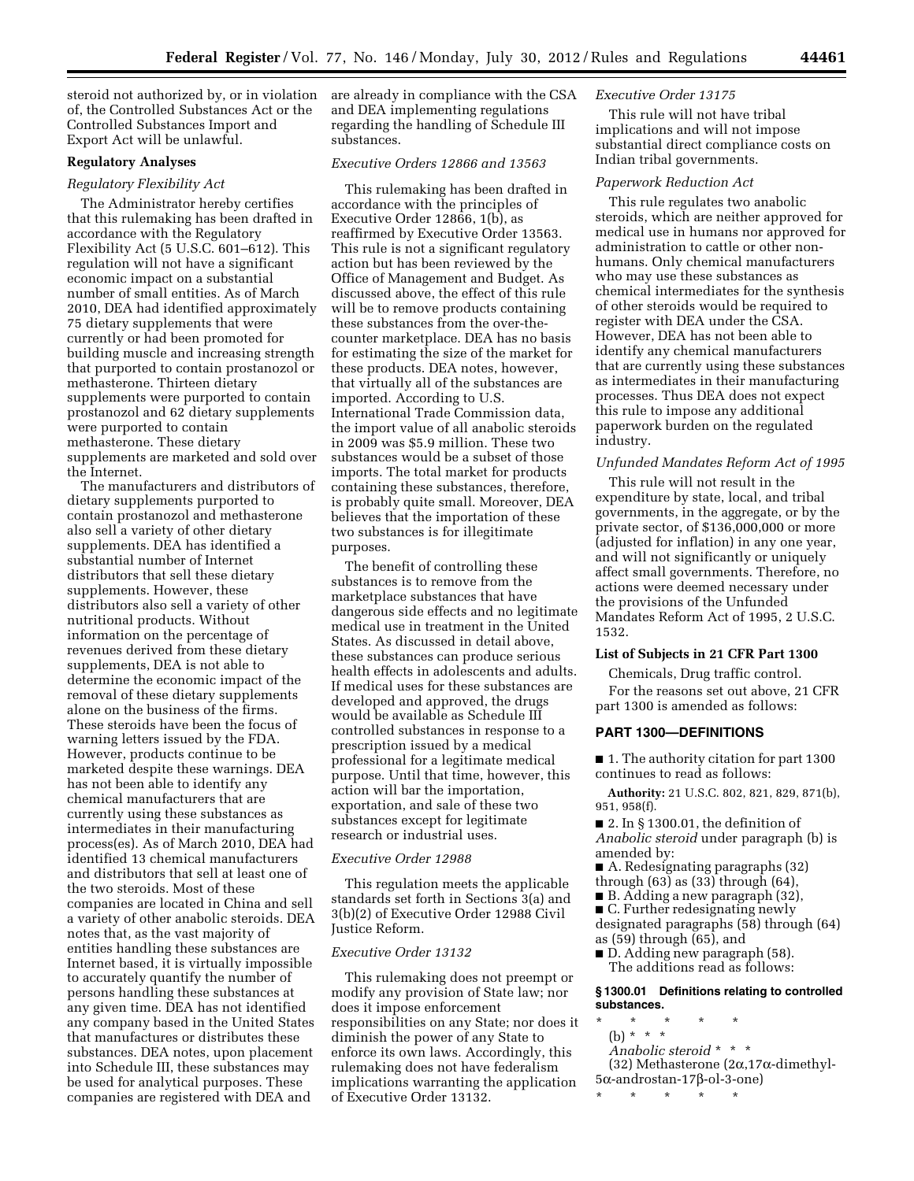steroid not authorized by, or in violation of, the Controlled Substances Act or the Controlled Substances Import and Export Act will be unlawful.

**Regulatory Analyses**

*Regulatory Flexibility Act*

The Administrator hereby certifies that this rulemaking has been drafted in accordance with the Regulatory Flexibility Act (5 U.S.C. 601–612). This regulation will not have a significant economic impact on a substantial number of small entities. As of March 2010, DEA had identified approximately 75 dietary supplements that were currently or had been promoted for building muscle and increasing strength that purported to contain prostanozol or methasterone. Thirteen dietary supplements were purported to contain prostanozol and 62 dietary supplements were purported to contain methasterone. These dietary supplements are marketed and sold over the Internet.

The manufacturers and distributors of dietary supplements purported to contain prostanozol and methasterone also sell a variety of other dietary supplements. DEA has identified a substantial number of Internet distributors that sell these dietary supplements. However, these distributors also sell a variety of other nutritional products. Without information on the percentage of revenues derived from these dietary supplements, DEA is not able to determine the economic impact of the removal of these dietary supplements alone on the business of the firms. These steroids have been the focus of warning letters issued by the FDA. However, products continue to be marketed despite these warnings. DEA has not been able to identify any chemical manufacturers that are currently using these substances as intermediates in their manufacturing process(es). As of March 2010, DEA had identified 13 chemical manufacturers and distributors that sell at least one of the two steroids. Most of these companies are located in China and sell a variety of other anabolic steroids. DEA notes that, as the vast majority of entities handling these substances are Internet based, it is virtually impossible to accurately quantify the number of persons handling these substances at any given time. DEA has not identified any company based in the United States that manufactures or distributes these substances. DEA notes, upon placement into Schedule III, these substances may be used for analytical purposes. These companies are registered with DEA and are already in compliance with the CSA and DEA implementing regulations regarding the handling of Schedule III substances.

*Executive Orders 12866 and 13563*

This rulemaking has been drafted in accordance with the principles of Executive Order 12866, 1(b), as reaffirmed by Executive Order 13563. This rule is not a significant regulatory action but has been reviewed by the Office of Management and Budget. As discussed above, the effect of this rule will be to remove products containing these substances from the over-the-counter marketplace. DEA has no basis for estimating the size of the market for these products. DEA notes, however, that virtually all of the substances are imported. According to U.S. International Trade Commission data, the import value of all anabolic steroids in 2009 was $5.9 million. These two substances would be a subset of those imports. The total market for products containing these substances, therefore, is probably quite small. Moreover, DEA believes that the importation of these two substances is for illegitimate purposes.

The benefit of controlling these substances is to remove from the marketplace substances that have dangerous side effects and no legitimate medical use in treatment in the United States. As discussed in detail above, these substances can produce serious health effects in adolescents and adults. If medical uses for these substances are developed and approved, the drugs would be available as Schedule III controlled substances in response to a prescription issued by a medical professional for a legitimate medical purpose. Until that time, however, this action will bar the importation, exportation, and sale of these two substances except for legitimate research or industrial uses.

*Executive Order 12988*

This regulation meets the applicable standards set forth in Sections 3(a) and 3(b)(2) of Executive Order 12988 Civil Justice Reform.

*Executive Order 13132*

This rulemaking does not preempt or modify any provision of State law; nor does it impose enforcement responsibilities on any State; nor does it diminish the power of any State to enforce its own laws. Accordingly, this rulemaking does not have federalism implications warranting the application of Executive Order 13132.

*Executive Order 13175*

This rule will not have tribal implications and will not impose substantial direct compliance costs on Indian tribal governments.

*Paperwork Reduction Act*

This rule regulates two anabolic steroids, which are neither approved for medical use in humans nor approved for administration to cattle or other non-humans. Only chemical manufacturers who may use these substances as chemical intermediates for the synthesis of other steroids would be required to register with DEA under the CSA. However, DEA has not been able to identify any chemical manufacturers that are currently using these substances as intermediates in their manufacturing processes. Thus DEA does not expect this rule to impose any additional paperwork burden on the regulated industry.

*Unfunded Mandates Reform Act of 1995*

This rule will not result in the expenditure by state, local, and tribal governments, in the aggregate, or by the private sector, of $136,000,000 or more (adjusted for inflation) in any one year, and will not significantly or uniquely affect small governments. Therefore, no actions were deemed necessary under the provisions of the Unfunded Mandates Reform Act of 1995, 2 U.S.C. 1532.

**List of Subjects in 21 CFR Part 1300**

Chemicals, Drug traffic control.

For the reasons set out above, 21 CFR part 1300 is amended as follows:

## PART 1300—DEFINITIONS

■ 1. The authority citation for part 1300 continues to read as follows:

**Authority:** 21 U.S.C. 802, 821, 829, 871(b), 951, 958(f).

■ 2. In § 1300.01, the definition of *Anabolic steroid* under paragraph (b) is amended by:

■ A. Redesignating paragraphs (32) through (63) as (33) through (64),

■ B. Adding a new paragraph (32),

■ C. Further redesignating newly designated paragraphs (58) through (64) as (59) through (65), and

■ D. Adding new paragraph (58).

The additions read as follows:

**§ 1300.01 Definitions relating to controlled substances.**

\* \* \* \* \*

(b) \* \* \*

*Anabolic steroid* \* \* \*

(32) Methasterone (2α,17α-dimethyl-5α-androstan-17β-ol-3-one)

\* \* \* \* \*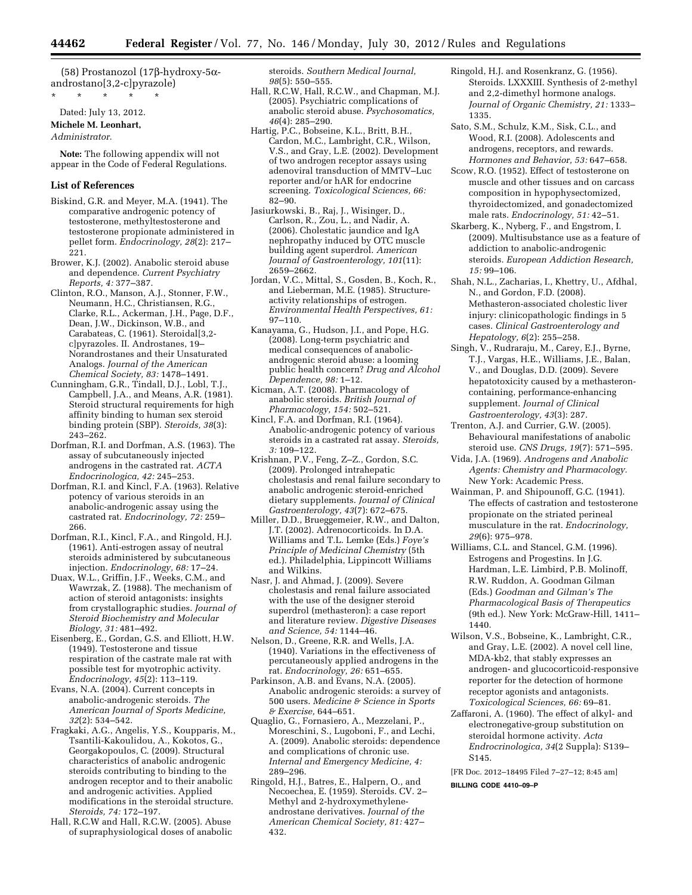(58) Prostanozol (17β-hydroxy-5α-androstano[3,2-c]pyrazole)

\* \* \* \* \*

Dated: July 13, 2012.

**Michele M. Leonhart,**

*Administrator.*

**Note:** The following appendix will not appear in the Code of Federal Regulations.

**List of References**

Biskind, G.R. and Meyer, M.A. (1941). The comparative androgenic potency of testosterone, methyltestosterone and testosterone propionate administered in pellet form. *Endocrinology, 28*(2): 217–221.

Brower, K.J. (2002). Anabolic steroid abuse and dependence. *Current Psychiatry Reports, 4:* 377–387.

Clinton, R.O., Manson, A.J., Stonner, F.W., Neumann, H.C., Christiansen, R.G., Clarke, R.L., Ackerman, J.H., Page, D.F., Dean, J.W., Dickinson, W.B., and Carabateas, C. (1961). Steroidal[3,2-c]pyrazoles. II. Androstanes, 19–Norandrostanes and their Unsaturated Analogs. *Journal of the American Chemical Society, 83:* 1478–1491.

Cunningham, G.R., Tindall, D.J., Lobl, T.J., Campbell, J.A., and Means, A.R. (1981). Steroid structural requirements for high affinity binding to human sex steroid binding protein (SBP). *Steroids, 38*(3): 243–262.

Dorfman, R.I. and Dorfman, A.S. (1963). The assay of subcutaneously injected androgens in the castrated rat. *ACTA Endocrinologica, 42:* 245–253.

Dorfman, R.I. and Kincl, F.A. (1963). Relative potency of various steroids in an anabolic-androgenic assay using the castrated rat. *Endocrinology, 72:* 259–266.

Dorfman, R.I., Kincl, F.A., and Ringold, H.J. (1961). Anti-estrogen assay of neutral steroids administered by subcutaneous injection. *Endocrinology, 68:* 17–24.

Duax, W.L., Griffin, J.F., Weeks, C.M., and Wawrzak, Z. (1988). The mechanism of action of steroid antagonists: insights from crystallographic studies. *Journal of Steroid Biochemistry and Molecular Biology, 31:* 481–492.

Eisenberg, E., Gordan, G.S. and Elliott, H.W. (1949). Testosterone and tissue respiration of the castrate male rat with possible test for myotrophic activity. *Endocrinology, 45*(2): 113–119.

Evans, N.A. (2004). Current concepts in anabolic-androgenic steroids. *The American Journal of Sports Medicine, 32*(2): 534–542.

Fragkaki, A.G., Angelis, Y.S., Koupparis, M., Tsantili-Kakoulidou, A., Kokotos, G., Georgakopoulos, C. (2009). Structural characteristics of anabolic androgenic steroids contributing to binding to the androgen receptor and to their anabolic and androgenic activities. Applied modifications in the steroidal structure. *Steroids, 74:* 172–197.

Hall, R.C.W and Hall, R.C.W. (2005). Abuse of supraphysiological doses of anabolic steroids. *Southern Medical Journal, 98*(5): 550–555.

Hall, R.C.W, Hall, R.C.W., and Chapman, M.J. (2005). Psychiatric complications of anabolic steroid abuse. *Psychosomatics, 46*(4): 285–290.

Hartig, P.C., Bobseine, K.L., Britt, B.H., Cardon, M.C., Lambright, C.R., Wilson, V.S., and Gray, L.E. (2002). Development of two androgen receptor assays using adenoviral transduction of MMTV–Luc reporter and/or hAR for endocrine screening. *Toxicological Sciences, 66:* 82–90.

Jasiurkowski, B., Raj, J., Wisinger, D., Carlson, R., Zou, L., and Nadir, A. (2006). Cholestatic jaundice and IgA nephropathy induced by OTC muscle building agent superdrol. *American Journal of Gastroenterology, 101*(11): 2659–2662.

Jordan, V.C., Mittal, S., Gosden, B., Koch, R., and Lieberman, M.E. (1985). Structure-activity relationships of estrogen. *Environmental Health Perspectives, 61:* 97–110.

Kanayama, G., Hudson, J.I., and Pope, H.G. (2008). Long-term psychiatric and medical consequences of anabolic-androgenic steroid abuse: a looming public health concern? *Drug and Alcohol Dependence, 98:* 1–12.

Kicman, A.T. (2008). Pharmacology of anabolic steroids. *British Journal of Pharmacology, 154:* 502–521.

Kincl, F.A. and Dorfman, R.I. (1964). Anabolic-androgenic potency of various steroids in a castrated rat assay. *Steroids, 3:* 109–122.

Krishnan, P.V., Feng, Z–Z., Gordon, S.C. (2009). Prolonged intrahepatic cholestasis and renal failure secondary to anabolic androgenic steroid-enriched dietary supplements. *Journal of Clinical Gastroenterology, 43*(7): 672–675.

Miller, D.D., Brueggemeier, R.W., and Dalton, J.T. (2002). Adrenocorticoids. In D.A. Williams and T.L. Lemke (Eds.) *Foye's Principle of Medicinal Chemistry* (5th ed.). Philadelphia, Lippincott Williams and Wilkins.

Nasr, J. and Ahmad, J. (2009). Severe cholestasis and renal failure associated with the use of the designer steroid superdrol (methasteron): a case report and literature review. *Digestive Diseases and Science, 54:* 1144–46.

Nelson, D., Greene, R.R. and Wells, J.A. (1940). Variations in the effectiveness of percutaneously applied androgens in the rat. *Endocrinology, 26:* 651–655.

Parkinson, A.B. and Evans, N.A. (2005). Anabolic androgenic steroids: a survey of 500 users. *Medicine & Science in Sports & Exercise,* 644–651.

Quaglio, G., Fornasiero, A., Mezzelani, P., Moreschini, S., Lugoboni, F., and Lechi, A. (2009). Anabolic steroids: dependence and complications of chronic use. *Internal and Emergency Medicine, 4:* 289–296.

Ringold, H.J., Batres, E., Halpern, O., and Necoechea, E. (1959). Steroids. CV. 2–Methyl and 2-hydroxymethylene-androstane derivatives. *Journal of the American Chemical Society, 81:* 427–432.

Ringold, H.J. and Rosenkranz, G. (1956). Steroids. LXXXIII. Synthesis of 2-methyl and 2,2-dimethyl hormone analogs. *Journal of Organic Chemistry, 21:* 1333–1335.

Sato, S.M., Schulz, K.M., Sisk, C.L., and Wood, R.I. (2008). Adolescents and androgens, receptors, and rewards. *Hormones and Behavior, 53:* 647–658.

Scow, R.O. (1952). Effect of testosterone on muscle and other tissues and on carcass composition in hypophysectomized, thyroidectomized, and gonadectomized male rats. *Endocrinology, 51:* 42–51.

Skarberg, K., Nyberg, F., and Engstrom, I. (2009). Multisubstance use as a feature of addiction to anabolic-androgenic steroids. *European Addiction Research, 15:* 99–106.

Shah, N.L., Zacharias, I., Khettry, U., Afdhal, N., and Gordon, F.D. (2008). Methasteron-associated cholestic liver injury: clinicopathologic findings in 5 cases. *Clinical Gastroenterology and Hepatology, 6*(2): 255–258.

Singh, V., Rudraraju, M., Carey, E.J., Byrne, T.J., Vargas, H.E., Williams, J.E., Balan, V., and Douglas, D.D. (2009). Severe hepatotoxicity caused by a methasteron-containing, performance-enhancing supplement. *Journal of Clinical Gastroenterology, 43*(3): 287.

Trenton, A.J. and Currier, G.W. (2005). Behavioural manifestations of anabolic steroid use. *CNS Drugs, 19*(7): 571–595.

Vida, J.A. (1969). *Androgens and Anabolic Agents: Chemistry and Pharmacology.* New York: Academic Press.

Wainman, P. and Shipounoff, G.C. (1941). The effects of castration and testosterone propionate on the striated perineal musculature in the rat. *Endocrinology, 29*(6): 975–978.

Williams, C.L. and Stancel, G.M. (1996). Estrogens and Progestins. In J.G. Hardman, L.E. Limbird, P.B. Molinoff, R.W. Ruddon, A. Goodman Gilman (Eds.) *Goodman and Gilman's The Pharmacological Basis of Therapeutics* (9th ed.). New York: McGraw-Hill, 1411–1440.

Wilson, V.S., Bobseine, K., Lambright, C.R., and Gray, L.E. (2002). A novel cell line, MDA-kb2, that stably expresses an androgen- and glucocorticoid-responsive reporter for the detection of hormone receptor agonists and antagonists. *Toxicological Sciences, 66:* 69–81.

Zaffaroni, A. (1960). The effect of alkyl- and electronegative-group substitution on steroidal hormone activity. *Acta Endocrinologica, 34*(2 Suppla): S139–S145.

[FR Doc. 2012–18495 Filed 7–27–12; 8:45 am]

**BILLING CODE 4410–09–P**